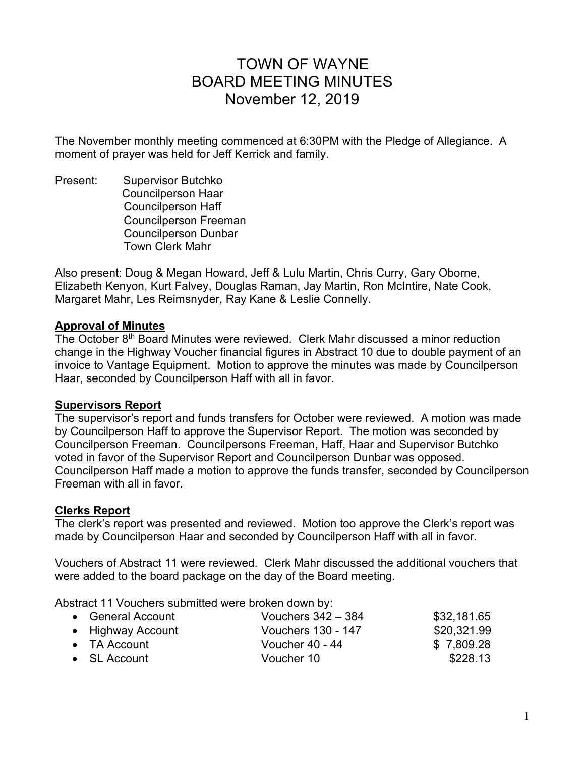# TOWN OF WAYNE
# BOARD MEETING MINUTES
# November 12, 2019

The November monthly meeting commenced at 6:30PM with the Pledge of Allegiance. A moment of prayer was held for Jeff Kerrick and family.

Present: Supervisor Butchko
Councilperson Haar
Councilperson Haff
Councilperson Freeman
Councilperson Dunbar
Town Clerk Mahr

Also present: Doug & Megan Howard, Jeff & Lulu Martin, Chris Curry, Gary Oborne, Elizabeth Kenyon, Kurt Falvey, Douglas Raman, Jay Martin, Ron McIntire, Nate Cook, Margaret Mahr, Les Reimsnyder, Ray Kane & Leslie Connelly.

**Approval of Minutes**

The October 8th Board Minutes were reviewed. Clerk Mahr discussed a minor reduction change in the Highway Voucher financial figures in Abstract 10 due to double payment of an invoice to Vantage Equipment. Motion to approve the minutes was made by Councilperson Haar, seconded by Councilperson Haff with all in favor.

**Supervisors Report**

The supervisor's report and funds transfers for October were reviewed. A motion was made by Councilperson Haff to approve the Supervisor Report. The motion was seconded by Councilperson Freeman. Councilpersons Freeman, Haff, Haar and Supervisor Butchko voted in favor of the Supervisor Report and Councilperson Dunbar was opposed. Councilperson Haff made a motion to approve the funds transfer, seconded by Councilperson Freeman with all in favor.

**Clerks Report**

The clerk's report was presented and reviewed. Motion too approve the Clerk's report was made by Councilperson Haar and seconded by Councilperson Haff with all in favor.

Vouchers of Abstract 11 were reviewed. Clerk Mahr discussed the additional vouchers that were added to the board package on the day of the Board meeting.

Abstract 11 Vouchers submitted were broken down by:

| Account | Vouchers | Amount |
|---|---|---|
| General Account | Vouchers 342 – 384 | $32,181.65 |
| Highway Account | Vouchers 130 - 147 | $20,321.99 |
| TA Account | Voucher 40 - 44 | $ 7,809.28 |
| SL Account | Voucher 10 | $228.13 |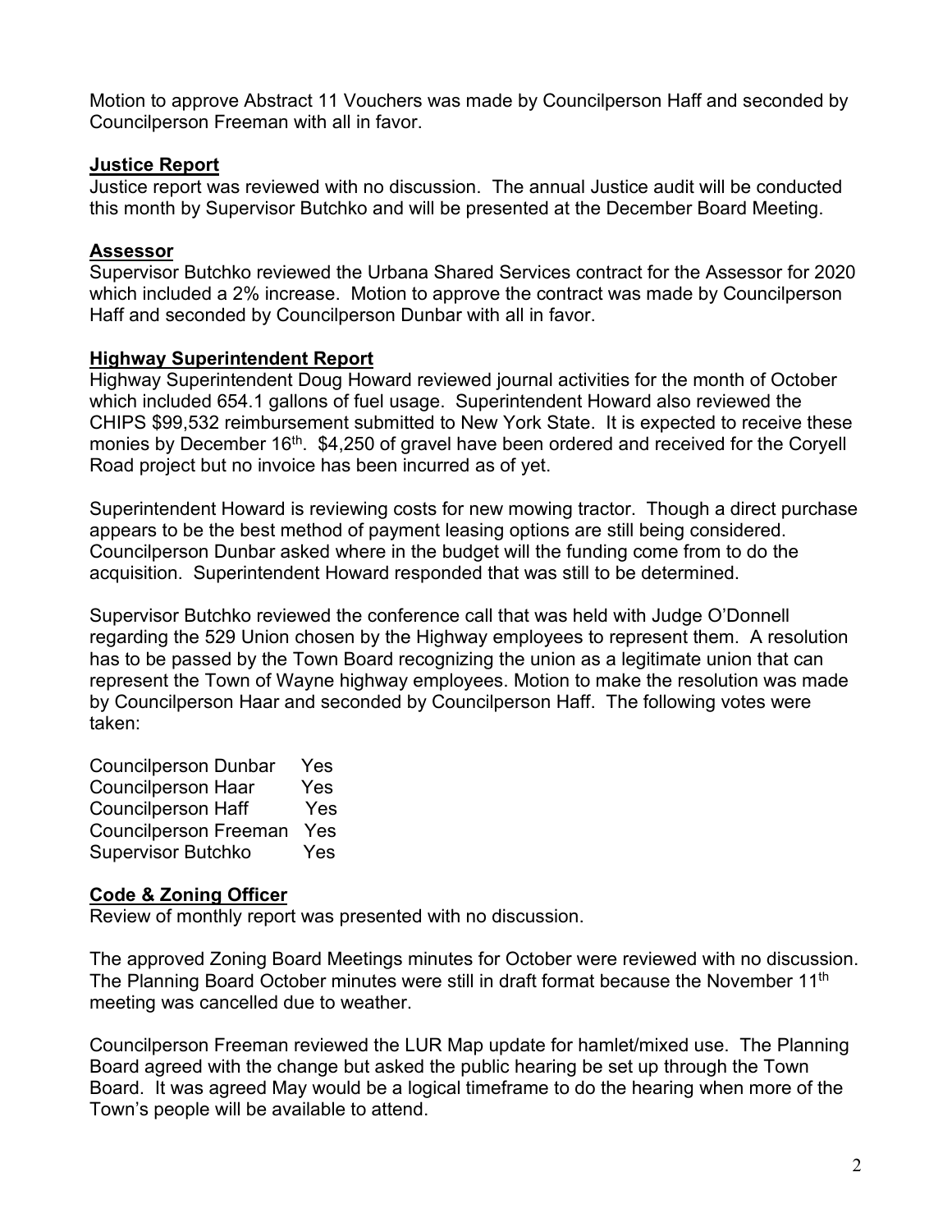Motion to approve Abstract 11 Vouchers was made by Councilperson Haff and seconded by Councilperson Freeman with all in favor.

**Justice Report**

Justice report was reviewed with no discussion. The annual Justice audit will be conducted this month by Supervisor Butchko and will be presented at the December Board Meeting.

**Assessor**

Supervisor Butchko reviewed the Urbana Shared Services contract for the Assessor for 2020 which included a 2% increase. Motion to approve the contract was made by Councilperson Haff and seconded by Councilperson Dunbar with all in favor.

**Highway Superintendent Report**

Highway Superintendent Doug Howard reviewed journal activities for the month of October which included 654.1 gallons of fuel usage. Superintendent Howard also reviewed the CHIPS $99,532 reimbursement submitted to New York State. It is expected to receive these monies by December 16th. $4,250 of gravel have been ordered and received for the Coryell Road project but no invoice has been incurred as of yet.

Superintendent Howard is reviewing costs for new mowing tractor. Though a direct purchase appears to be the best method of payment leasing options are still being considered. Councilperson Dunbar asked where in the budget will the funding come from to do the acquisition. Superintendent Howard responded that was still to be determined.

Supervisor Butchko reviewed the conference call that was held with Judge O'Donnell regarding the 529 Union chosen by the Highway employees to represent them. A resolution has to be passed by the Town Board recognizing the union as a legitimate union that can represent the Town of Wayne highway employees. Motion to make the resolution was made by Councilperson Haar and seconded by Councilperson Haff. The following votes were taken:

Councilperson Dunbar Yes
Councilperson Haar Yes
Councilperson Haff Yes
Councilperson Freeman Yes
Supervisor Butchko Yes

**Code & Zoning Officer**

Review of monthly report was presented with no discussion.

The approved Zoning Board Meetings minutes for October were reviewed with no discussion. The Planning Board October minutes were still in draft format because the November 11th meeting was cancelled due to weather.

Councilperson Freeman reviewed the LUR Map update for hamlet/mixed use. The Planning Board agreed with the change but asked the public hearing be set up through the Town Board. It was agreed May would be a logical timeframe to do the hearing when more of the Town's people will be available to attend.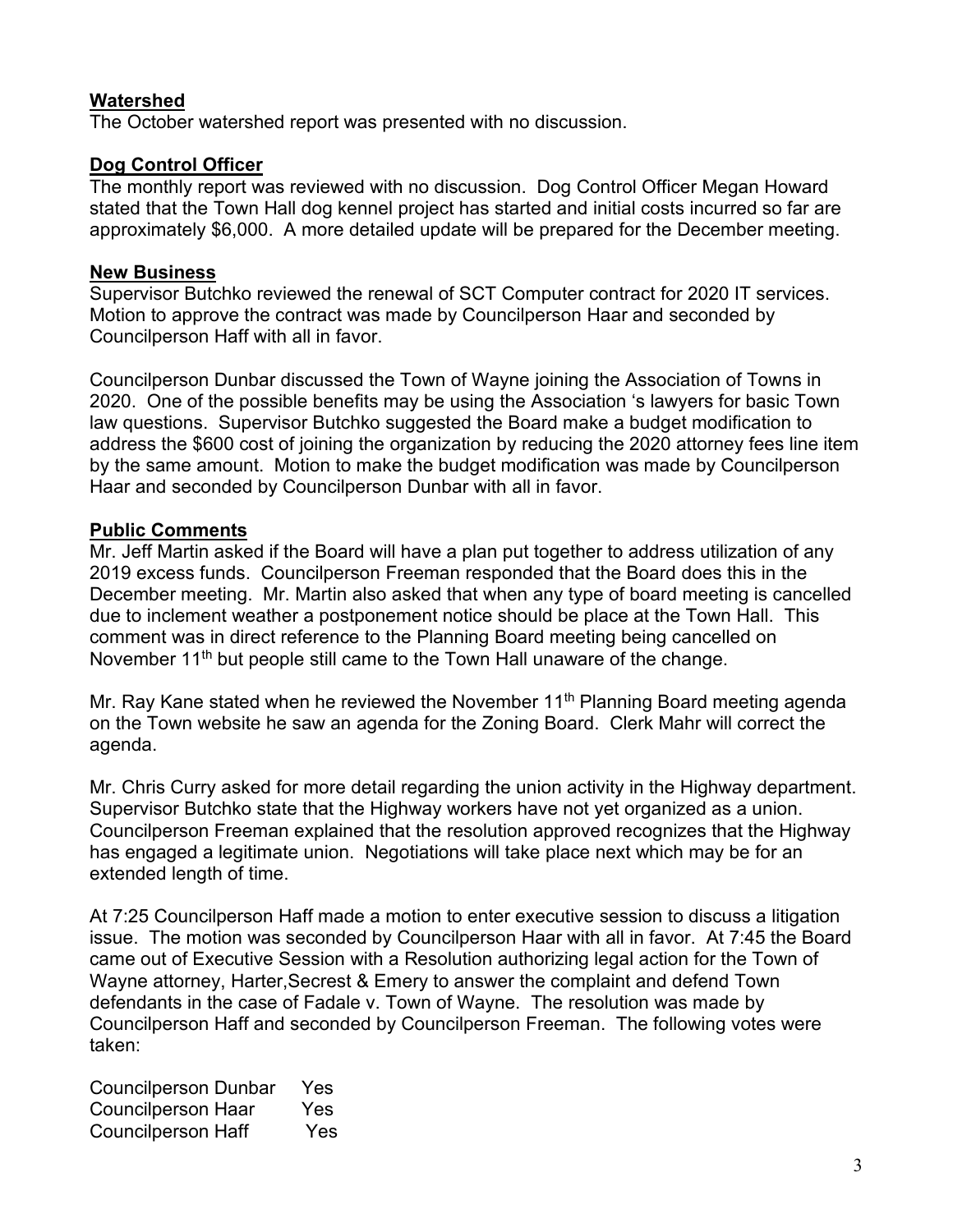**Watershed**

The October watershed report was presented with no discussion.

**Dog Control Officer**

The monthly report was reviewed with no discussion. Dog Control Officer Megan Howard stated that the Town Hall dog kennel project has started and initial costs incurred so far are approximately $6,000. A more detailed update will be prepared for the December meeting.

**New Business**

Supervisor Butchko reviewed the renewal of SCT Computer contract for 2020 IT services. Motion to approve the contract was made by Councilperson Haar and seconded by Councilperson Haff with all in favor.

Councilperson Dunbar discussed the Town of Wayne joining the Association of Towns in 2020. One of the possible benefits may be using the Association 's lawyers for basic Town law questions. Supervisor Butchko suggested the Board make a budget modification to address the $600 cost of joining the organization by reducing the 2020 attorney fees line item by the same amount. Motion to make the budget modification was made by Councilperson Haar and seconded by Councilperson Dunbar with all in favor.

**Public Comments**

Mr. Jeff Martin asked if the Board will have a plan put together to address utilization of any 2019 excess funds. Councilperson Freeman responded that the Board does this in the December meeting. Mr. Martin also asked that when any type of board meeting is cancelled due to inclement weather a postponement notice should be place at the Town Hall. This comment was in direct reference to the Planning Board meeting being cancelled on November 11th but people still came to the Town Hall unaware of the change.

Mr. Ray Kane stated when he reviewed the November 11th Planning Board meeting agenda on the Town website he saw an agenda for the Zoning Board. Clerk Mahr will correct the agenda.

Mr. Chris Curry asked for more detail regarding the union activity in the Highway department. Supervisor Butchko state that the Highway workers have not yet organized as a union. Councilperson Freeman explained that the resolution approved recognizes that the Highway has engaged a legitimate union. Negotiations will take place next which may be for an extended length of time.

At 7:25 Councilperson Haff made a motion to enter executive session to discuss a litigation issue. The motion was seconded by Councilperson Haar with all in favor. At 7:45 the Board came out of Executive Session with a Resolution authorizing legal action for the Town of Wayne attorney, Harter,Secrest & Emery to answer the complaint and defend Town defendants in the case of Fadale v. Town of Wayne. The resolution was made by Councilperson Haff and seconded by Councilperson Freeman. The following votes were taken:

Councilperson Dunbar Yes
Councilperson Haar Yes
Councilperson Haff Yes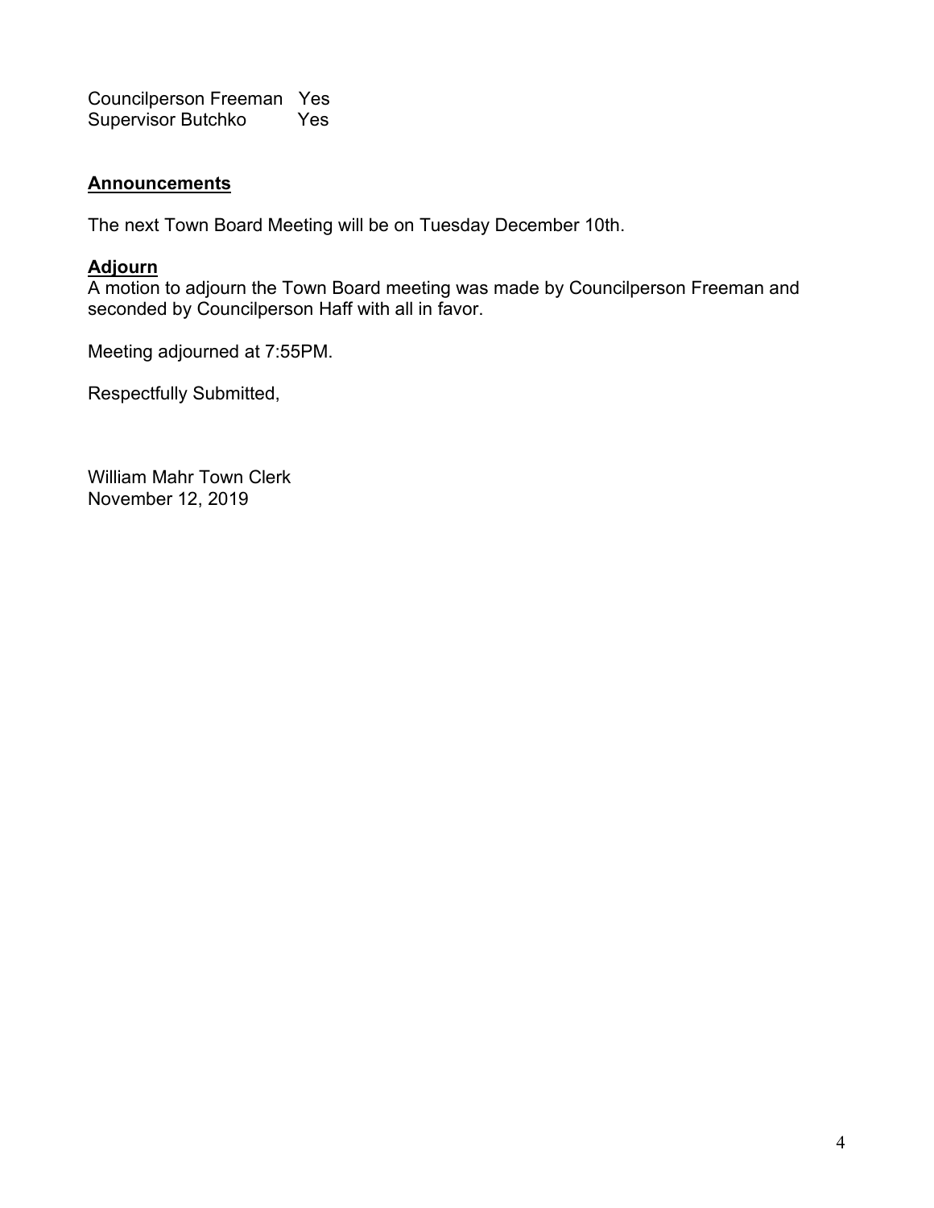| | |
|---|---|
| Councilperson Freeman | Yes |
| Supervisor Butchko | Yes |

**Announcements**

The next Town Board Meeting will be on Tuesday December 10th.

**Adjourn**

A motion to adjourn the Town Board meeting was made by Councilperson Freeman and seconded by Councilperson Haff with all in favor.

Meeting adjourned at 7:55PM.

Respectfully Submitted,

William Mahr Town Clerk
November 12, 2019